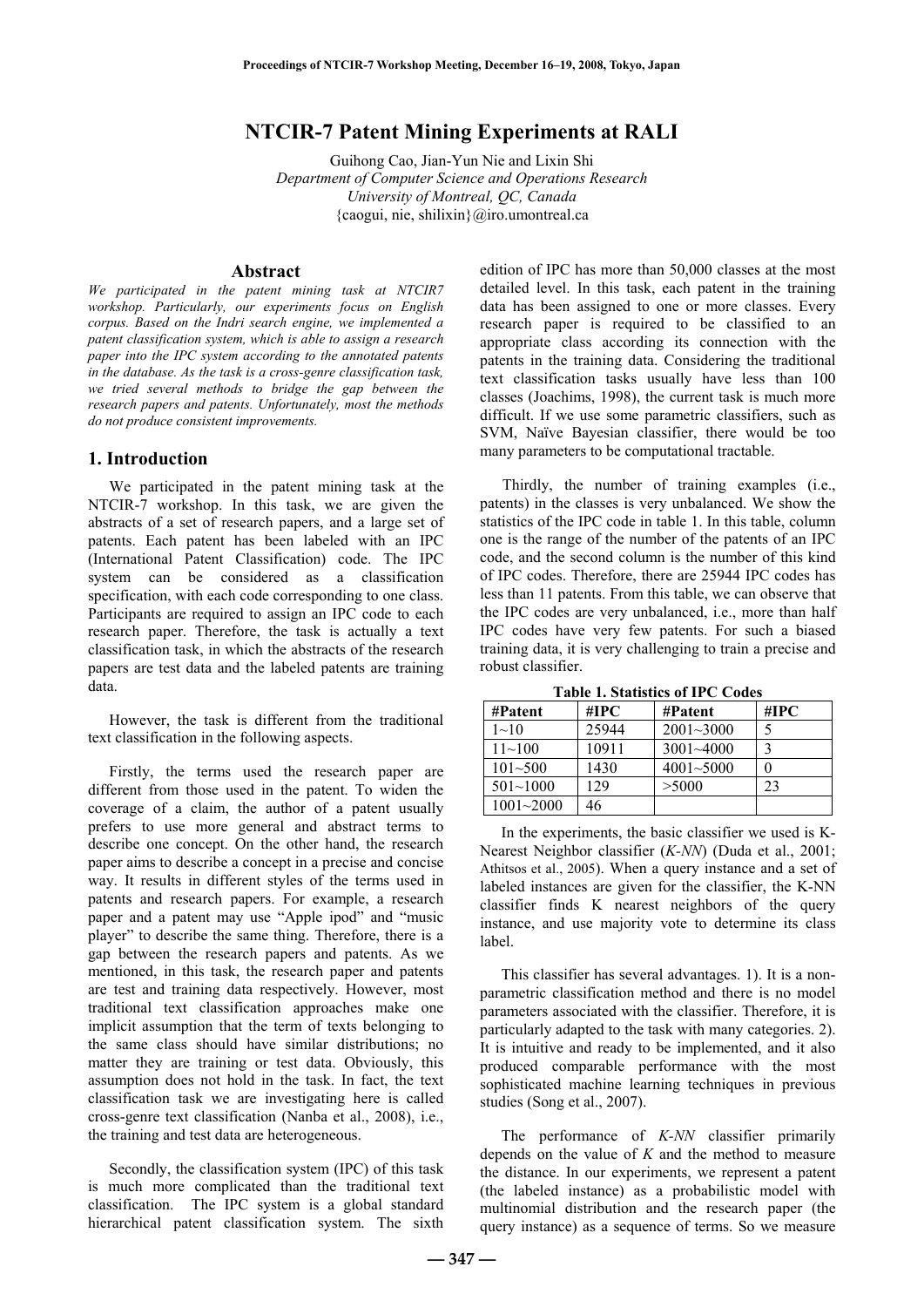# NTCIR-7 Patent Mining Experiments at RALI

Guihong Cao, Jian-Yun Nie and Lixin Shi
*Department of Computer Science and Operations Research*
*University of Montreal, QC, Canada*
{caogui, nie, shilixin}@iro.umontreal.ca

## Abstract

*We participated in the patent mining task at NTCIR7 workshop. Particularly, our experiments focus on English corpus. Based on the Indri search engine, we implemented a patent classification system, which is able to assign a research paper into the IPC system according to the annotated patents in the database. As the task is a cross-genre classification task, we tried several methods to bridge the gap between the research papers and patents. Unfortunately, most the methods do not produce consistent improvements.*

## 1. Introduction

We participated in the patent mining task at the NTCIR-7 workshop. In this task, we are given the abstracts of a set of research papers, and a large set of patents. Each patent has been labeled with an IPC (International Patent Classification) code. The IPC system can be considered as a classification specification, with each code corresponding to one class. Participants are required to assign an IPC code to each research paper. Therefore, the task is actually a text classification task, in which the abstracts of the research papers are test data and the labeled patents are training data.

However, the task is different from the traditional text classification in the following aspects.

Firstly, the terms used the research paper are different from those used in the patent. To widen the coverage of a claim, the author of a patent usually prefers to use more general and abstract terms to describe one concept. On the other hand, the research paper aims to describe a concept in a precise and concise way. It results in different styles of the terms used in patents and research papers. For example, a research paper and a patent may use "Apple ipod" and "music player" to describe the same thing. Therefore, there is a gap between the research papers and patents. As we mentioned, in this task, the research paper and patents are test and training data respectively. However, most traditional text classification approaches make one implicit assumption that the term of texts belonging to the same class should have similar distributions; no matter they are training or test data. Obviously, this assumption does not hold in the task. In fact, the text classification task we are investigating here is called cross-genre text classification (Nanba et al., 2008), i.e., the training and test data are heterogeneous.

Secondly, the classification system (IPC) of this task is much more complicated than the traditional text classification. The IPC system is a global standard hierarchical patent classification system. The sixth edition of IPC has more than 50,000 classes at the most detailed level. In this task, each patent in the training data has been assigned to one or more classes. Every research paper is required to be classified to an appropriate class according its connection with the patents in the training data. Considering the traditional text classification tasks usually have less than 100 classes (Joachims, 1998), the current task is much more difficult. If we use some parametric classifiers, such as SVM, Naïve Bayesian classifier, there would be too many parameters to be computational tractable.

Thirdly, the number of training examples (i.e., patents) in the classes is very unbalanced. We show the statistics of the IPC code in table 1. In this table, column one is the range of the number of the patents of an IPC code, and the second column is the number of this kind of IPC codes. Therefore, there are 25944 IPC codes has less than 11 patents. From this table, we can observe that the IPC codes are very unbalanced, i.e., more than half IPC codes have very few patents. For such a biased training data, it is very challenging to train a precise and robust classifier.

**Table 1. Statistics of IPC Codes**

| #Patent | #IPC | #Patent | #IPC |
|---|---|---|---|
| 1~10 | 25944 | 2001~3000 | 5 |
| 11~100 | 10911 | 3001~4000 | 3 |
| 101~500 | 1430 | 4001~5000 | 0 |
| 501~1000 | 129 | >5000 | 23 |
| 1001~2000 | 46 | | |

In the experiments, the basic classifier we used is K-Nearest Neighbor classifier (*K-NN*) (Duda et al., 2001; Athitsos et al., 2005). When a query instance and a set of labeled instances are given for the classifier, the K-NN classifier finds K nearest neighbors of the query instance, and use majority vote to determine its class label.

This classifier has several advantages. 1). It is a non-parametric classification method and there is no model parameters associated with the classifier. Therefore, it is particularly adapted to the task with many categories. 2). It is intuitive and ready to be implemented, and it also produced comparable performance with the most sophisticated machine learning techniques in previous studies (Song et al., 2007).

The performance of *K-NN* classifier primarily depends on the value of *K* and the method to measure the distance. In our experiments, we represent a patent (the labeled instance) as a probabilistic model with multinomial distribution and the research paper (the query instance) as a sequence of terms. So we measure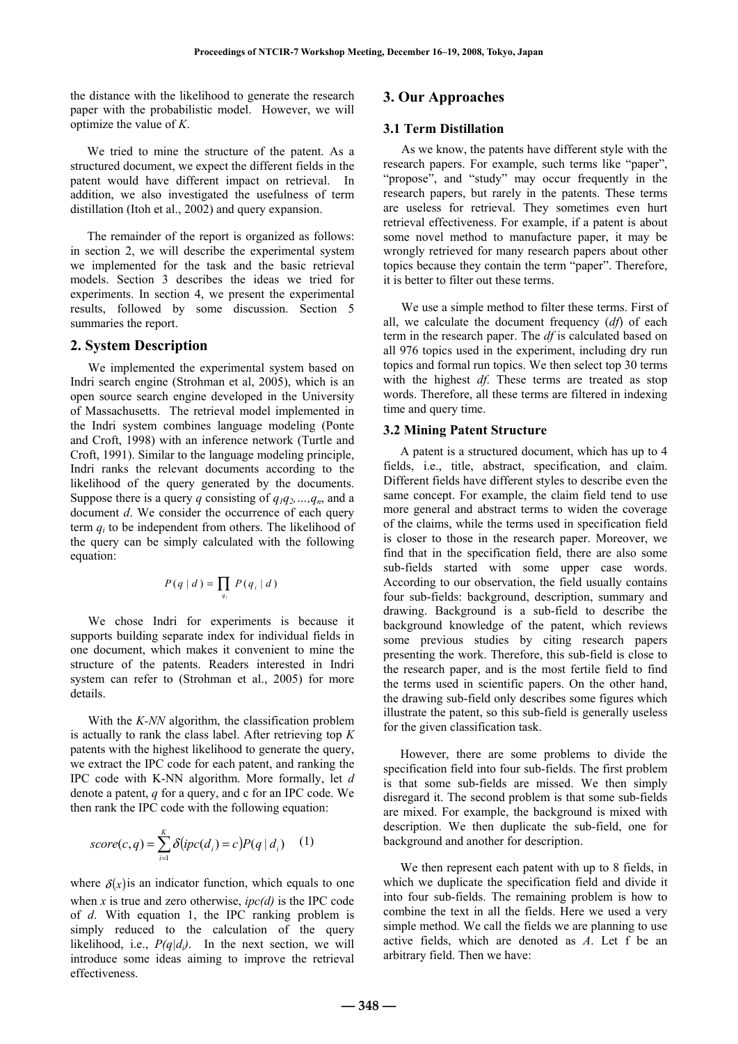the distance with the likelihood to generate the research paper with the probabilistic model. However, we will optimize the value of *K*.

We tried to mine the structure of the patent. As a structured document, we expect the different fields in the patent would have different impact on retrieval. In addition, we also investigated the usefulness of term distillation (Itoh et al., 2002) and query expansion.

The remainder of the report is organized as follows: in section 2, we will describe the experimental system we implemented for the task and the basic retrieval models. Section 3 describes the ideas we tried for experiments. In section 4, we present the experimental results, followed by some discussion. Section 5 summaries the report.

## 2. System Description

We implemented the experimental system based on Indri search engine (Strohman et al, 2005), which is an open source search engine developed in the University of Massachusetts. The retrieval model implemented in the Indri system combines language modeling (Ponte and Croft, 1998) with an inference network (Turtle and Croft, 1991). Similar to the language modeling principle, Indri ranks the relevant documents according to the likelihood of the query generated by the documents. Suppose there is a query *q* consisting of $q_1q_2,\ldots,q_n$, and a document *d*. We consider the occurrence of each query term $q_i$ to be independent from others. The likelihood of the query can be simply calculated with the following equation:

$$P(q \mid d) = \prod_{q_i} P(q_i \mid d)$$

We chose Indri for experiments is because it supports building separate index for individual fields in one document, which makes it convenient to mine the structure of the patents. Readers interested in Indri system can refer to (Strohman et al., 2005) for more details.

With the *K-NN* algorithm, the classification problem is actually to rank the class label. After retrieving top *K* patents with the highest likelihood to generate the query, we extract the IPC code for each patent, and ranking the IPC code with K-NN algorithm. More formally, let *d* denote a patent, *q* for a query, and c for an IPC code. We then rank the IPC code with the following equation:

$$score(c,q) = \sum_{i=1}^{K} \delta\left(ipc(d_i) = c\right) P(q \mid d_i) \quad (1)$$

where $\delta(x)$ is an indicator function, which equals to one when *x* is true and zero otherwise, *ipc(d)* is the IPC code of *d*. With equation 1, the IPC ranking problem is simply reduced to the calculation of the query likelihood, i.e., $P(q|d_i)$. In the next section, we will introduce some ideas aiming to improve the retrieval effectiveness.

## 3. Our Approaches

### 3.1 Term Distillation

As we know, the patents have different style with the research papers. For example, such terms like "paper", "propose", and "study" may occur frequently in the research papers, but rarely in the patents. These terms are useless for retrieval. They sometimes even hurt retrieval effectiveness. For example, if a patent is about some novel method to manufacture paper, it may be wrongly retrieved for many research papers about other topics because they contain the term "paper". Therefore, it is better to filter out these terms.

We use a simple method to filter these terms. First of all, we calculate the document frequency (*df*) of each term in the research paper. The *df* is calculated based on all 976 topics used in the experiment, including dry run topics and formal run topics. We then select top 30 terms with the highest *df*. These terms are treated as stop words. Therefore, all these terms are filtered in indexing time and query time.

### 3.2 Mining Patent Structure

A patent is a structured document, which has up to 4 fields, i.e., title, abstract, specification, and claim. Different fields have different styles to describe even the same concept. For example, the claim field tend to use more general and abstract terms to widen the coverage of the claims, while the terms used in specification field is closer to those in the research paper. Moreover, we find that in the specification field, there are also some sub-fields started with some upper case words. According to our observation, the field usually contains four sub-fields: background, description, summary and drawing. Background is a sub-field to describe the background knowledge of the patent, which reviews some previous studies by citing research papers presenting the work. Therefore, this sub-field is close to the research paper, and is the most fertile field to find the terms used in scientific papers. On the other hand, the drawing sub-field only describes some figures which illustrate the patent, so this sub-field is generally useless for the given classification task.

However, there are some problems to divide the specification field into four sub-fields. The first problem is that some sub-fields are missed. We then simply disregard it. The second problem is that some sub-fields are mixed. For example, the background is mixed with description. We then duplicate the sub-field, one for background and another for description.

We then represent each patent with up to 8 fields, in which we duplicate the specification field and divide it into four sub-fields. The remaining problem is how to combine the text in all the fields. Here we used a very simple method. We call the fields we are planning to use active fields, which are denoted as *A*. Let f be an arbitrary field. Then we have: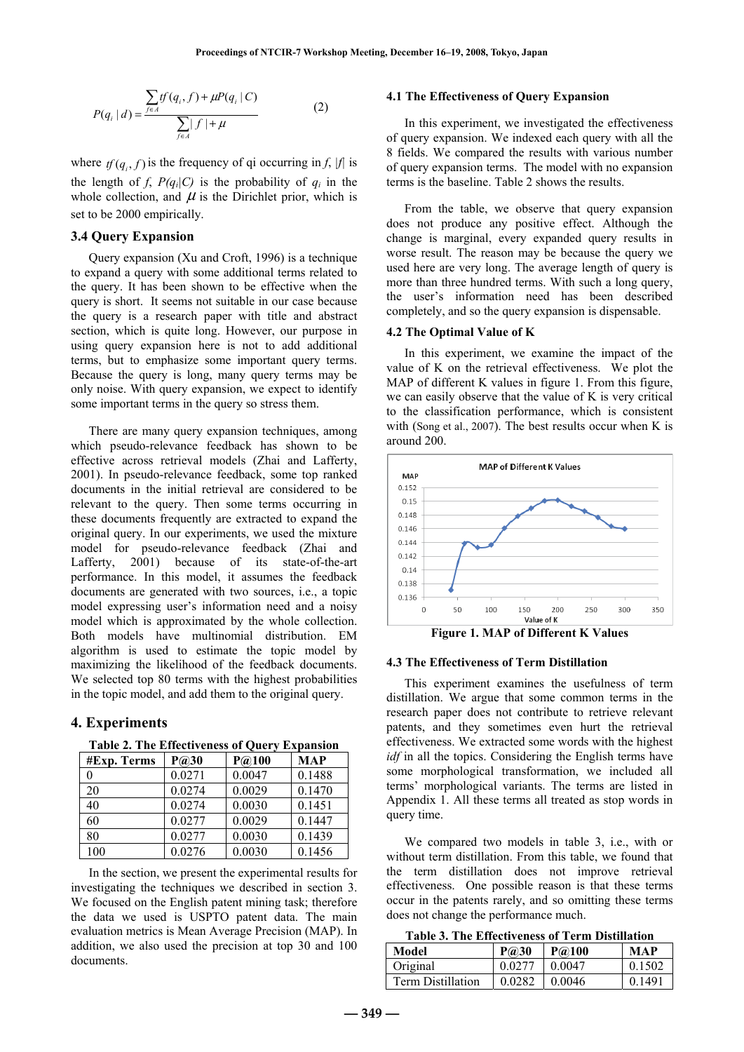$$P(q_i \mid d) = \frac{\sum_{f \in A} tf(q_i, f) + \mu P(q_i \mid C)}{\sum_{f \in A} |f| + \mu} \qquad (2)$$

where $tf(q_i, f)$ is the frequency of qi occurring in $f$, $|f|$ is the length of $f$, $P(q_i|C)$ is the probability of $q_i$ in the whole collection, and $\mu$ is the Dirichlet prior, which is set to be 2000 empirically.

### 3.4 Query Expansion

Query expansion (Xu and Croft, 1996) is a technique to expand a query with some additional terms related to the query. It has been shown to be effective when the query is short. It seems not suitable in our case because the query is a research paper with title and abstract section, which is quite long. However, our purpose in using query expansion here is not to add additional terms, but to emphasize some important query terms. Because the query is long, many query terms may be only noise. With query expansion, we expect to identify some important terms in the query so stress them.

There are many query expansion techniques, among which pseudo-relevance feedback has shown to be effective across retrieval models (Zhai and Lafferty, 2001). In pseudo-relevance feedback, some top ranked documents in the initial retrieval are considered to be relevant to the query. Then some terms occurring in these documents frequently are extracted to expand the original query. In our experiments, we used the mixture model for pseudo-relevance feedback (Zhai and Lafferty, 2001) because of its state-of-the-art performance. In this model, it assumes the feedback documents are generated with two sources, i.e., a topic model expressing user's information need and a noisy model which is approximated by the whole collection. Both models have multinomial distribution. EM algorithm is used to estimate the topic model by maximizing the likelihood of the feedback documents. We selected top 80 terms with the highest probabilities in the topic model, and add them to the original query.

## 4. Experiments

**Table 2. The Effectiveness of Query Expansion**

| #Exp. Terms | P@30 | P@100 | MAP |
|---|---|---|---|
| 0 | 0.0271 | 0.0047 | 0.1488 |
| 20 | 0.0274 | 0.0029 | 0.1470 |
| 40 | 0.0274 | 0.0030 | 0.1451 |
| 60 | 0.0277 | 0.0029 | 0.1447 |
| 80 | 0.0277 | 0.0030 | 0.1439 |
| 100 | 0.0276 | 0.0030 | 0.1456 |

In the section, we present the experimental results for investigating the techniques we described in section 3. We focused on the English patent mining task; therefore the data we used is USPTO patent data. The main evaluation metrics is Mean Average Precision (MAP). In addition, we also used the precision at top 30 and 100 documents.

### 4.1 The Effectiveness of Query Expansion

In this experiment, we investigated the effectiveness of query expansion. We indexed each query with all the 8 fields. We compared the results with various number of query expansion terms. The model with no expansion terms is the baseline. Table 2 shows the results.

From the table, we observe that query expansion does not produce any positive effect. Although the change is marginal, every expanded query results in worse result. The reason may be because the query we used here are very long. The average length of query is more than three hundred terms. With such a long query, the user's information need has been described completely, and so the query expansion is dispensable.

### 4.2 The Optimal Value of K

In this experiment, we examine the impact of the value of K on the retrieval effectiveness. We plot the MAP of different K values in figure 1. From this figure, we can easily observe that the value of K is very critical to the classification performance, which is consistent with (Song et al., 2007). The best results occur when K is around 200.

**Figure 1. MAP of Different K Values**

### 4.3 The Effectiveness of Term Distillation

This experiment examines the usefulness of term distillation. We argue that some common terms in the research paper does not contribute to retrieve relevant patents, and they sometimes even hurt the retrieval effectiveness. We extracted some words with the highest *idf* in all the topics. Considering the English terms have some morphological transformation, we included all terms' morphological variants. The terms are listed in Appendix 1. All these terms all treated as stop words in query time.

We compared two models in table 3, i.e., with or without term distillation. From this table, we found that the term distillation does not improve retrieval effectiveness. One possible reason is that these terms occur in the patents rarely, and so omitting these terms does not change the performance much.

**Table 3. The Effectiveness of Term Distillation**

| Model | P@30 | P@100 | MAP |
|---|---|---|---|
| Original | 0.0277 | 0.0047 | 0.1502 |
| Term Distillation | 0.0282 | 0.0046 | 0.1491 |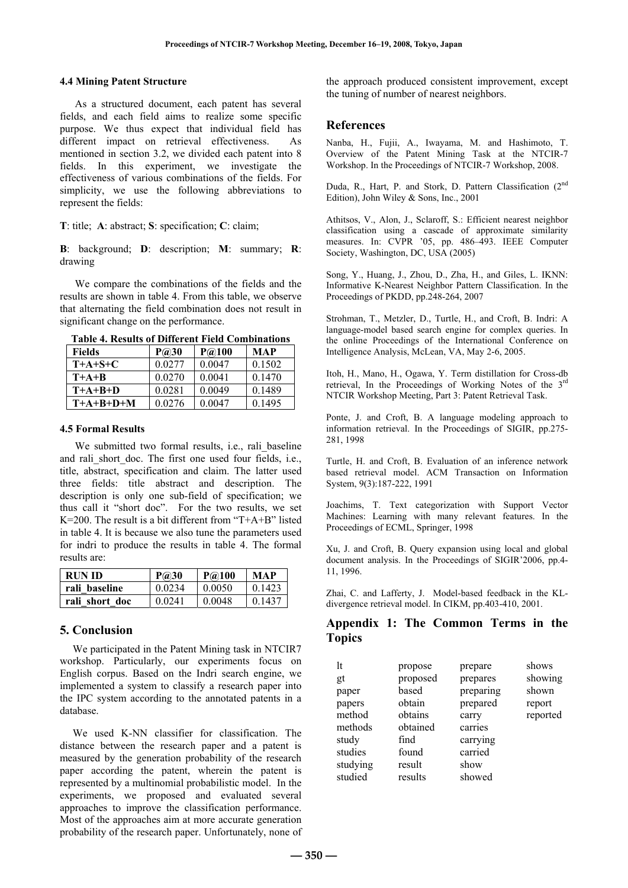### 4.4 Mining Patent Structure

As a structured document, each patent has several fields, and each field aims to realize some specific purpose. We thus expect that individual field has different impact on retrieval effectiveness. As mentioned in section 3.2, we divided each patent into 8 fields. In this experiment, we investigate the effectiveness of various combinations of the fields. For simplicity, we use the following abbreviations to represent the fields:

**T**: title; **A**: abstract; **S**: specification; **C**: claim;

**B**: background; **D**: description; **M**: summary; **R**: drawing

We compare the combinations of the fields and the results are shown in table 4. From this table, we observe that alternating the field combination does not result in significant change on the performance.

**Table 4. Results of Different Field Combinations**

| Fields | P@30 | P@100 | MAP |
|---|---|---|---|
| T+A+S+C | 0.0277 | 0.0047 | 0.1502 |
| T+A+B | 0.0270 | 0.0041 | 0.1470 |
| T+A+B+D | 0.0281 | 0.0049 | 0.1489 |
| T+A+B+D+M | 0.0276 | 0.0047 | 0.1495 |

### 4.5 Formal Results

We submitted two formal results, i.e., rali_baseline and rali_short_doc. The first one used four fields, i.e., title, abstract, specification and claim. The latter used three fields: title abstract and description. The description is only one sub-field of specification; we thus call it "short doc". For the two results, we set K=200. The result is a bit different from "T+A+B" listed in table 4. It is because we also tune the parameters used for indri to produce the results in table 4. The formal results are:

| RUN ID | P@30 | P@100 | MAP |
|---|---|---|---|
| rali_baseline | 0.0234 | 0.0050 | 0.1423 |
| rali_short_doc | 0.0241 | 0.0048 | 0.1437 |

## 5. Conclusion

We participated in the Patent Mining task in NTCIR7 workshop. Particularly, our experiments focus on English corpus. Based on the Indri search engine, we implemented a system to classify a research paper into the IPC system according to the annotated patents in a database.

We used K-NN classifier for classification. The distance between the research paper and a patent is measured by the generation probability of the research paper according the patent, wherein the patent is represented by a multinomial probabilistic model. In the experiments, we proposed and evaluated several approaches to improve the classification performance. Most of the approaches aim at more accurate generation probability of the research paper. Unfortunately, none of the approach produced consistent improvement, except the tuning of number of nearest neighbors.

## References

Nanba, H., Fujii, A., Iwayama, M. and Hashimoto, T. Overview of the Patent Mining Task at the NTCIR-7 Workshop. In the Proceedings of NTCIR-7 Workshop, 2008.

Duda, R., Hart, P. and Stork, D. Pattern Classification (2nd Edition), John Wiley & Sons, Inc., 2001

Athitsos, V., Alon, J., Sclaroff, S.: Efficient nearest neighbor classification using a cascade of approximate similarity measures. In: CVPR '05, pp. 486–493. IEEE Computer Society, Washington, DC, USA (2005)

Song, Y., Huang, J., Zhou, D., Zha, H., and Giles, L. IKNN: Informative K-Nearest Neighbor Pattern Classification. In the Proceedings of PKDD, pp.248-264, 2007

Strohman, T., Metzler, D., Turtle, H., and Croft, B. Indri: A language-model based search engine for complex queries. In the online Proceedings of the International Conference on Intelligence Analysis, McLean, VA, May 2-6, 2005.

Itoh, H., Mano, H., Ogawa, Y. Term distillation for Cross-db retrieval, In the Proceedings of Working Notes of the 3rd NTCIR Workshop Meeting, Part 3: Patent Retrieval Task.

Ponte, J. and Croft, B. A language modeling approach to information retrieval. In the Proceedings of SIGIR, pp.275-281, 1998

Turtle, H. and Croft, B. Evaluation of an inference network based retrieval model. ACM Transaction on Information System, 9(3):187-222, 1991

Joachims, T. Text categorization with Support Vector Machines: Learning with many relevant features. In the Proceedings of ECML, Springer, 1998

Xu, J. and Croft, B. Query expansion using local and global document analysis. In the Proceedings of SIGIR'2006, pp.4-11, 1996.

Zhai, C. and Lafferty, J. Model-based feedback in the KL-divergence retrieval model. In CIKM, pp.403-410, 2001.

## Appendix 1: The Common Terms in the Topics

| | | | |
|---|---|---|---|
| lt | propose | prepare | shows |
| gt | proposed | prepares | showing |
| paper | based | preparing | shown |
| papers | obtain | prepared | report |
| method | obtains | carry | reported |
| methods | obtained | carries | |
| study | find | carrying | |
| studies | found | carried | |
| studying | result | show | |
| studied | results | showed | |